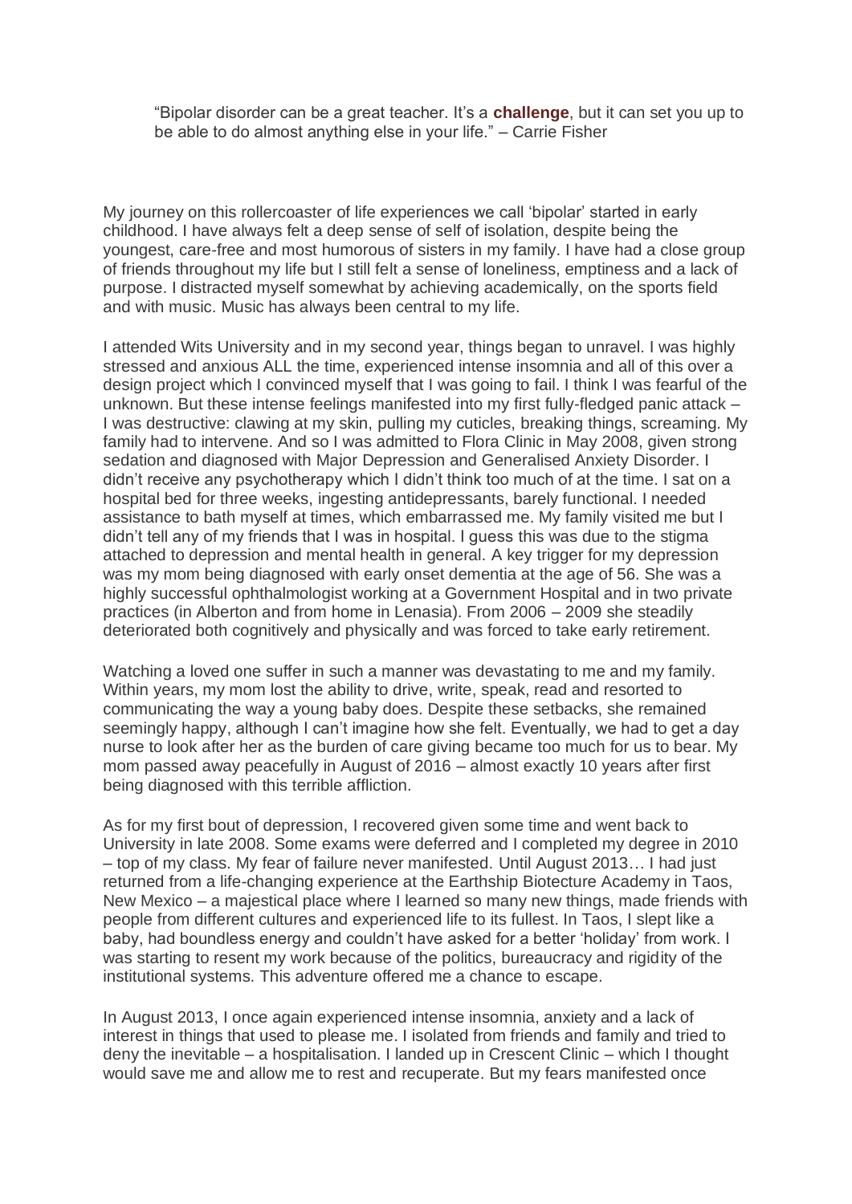> "Bipolar disorder can be a great teacher. It's a **challenge**, but it can set you up to be able to do almost anything else in your life." – Carrie Fisher

My journey on this rollercoaster of life experiences we call 'bipolar' started in early childhood. I have always felt a deep sense of self of isolation, despite being the youngest, care-free and most humorous of sisters in my family. I have had a close group of friends throughout my life but I still felt a sense of loneliness, emptiness and a lack of purpose. I distracted myself somewhat by achieving academically, on the sports field and with music. Music has always been central to my life.

I attended Wits University and in my second year, things began to unravel. I was highly stressed and anxious ALL the time, experienced intense insomnia and all of this over a design project which I convinced myself that I was going to fail. I think I was fearful of the unknown. But these intense feelings manifested into my first fully-fledged panic attack – I was destructive: clawing at my skin, pulling my cuticles, breaking things, screaming. My family had to intervene. And so I was admitted to Flora Clinic in May 2008, given strong sedation and diagnosed with Major Depression and Generalised Anxiety Disorder. I didn't receive any psychotherapy which I didn't think too much of at the time. I sat on a hospital bed for three weeks, ingesting antidepressants, barely functional. I needed assistance to bath myself at times, which embarrassed me. My family visited me but I didn't tell any of my friends that I was in hospital. I guess this was due to the stigma attached to depression and mental health in general. A key trigger for my depression was my mom being diagnosed with early onset dementia at the age of 56. She was a highly successful ophthalmologist working at a Government Hospital and in two private practices (in Alberton and from home in Lenasia). From 2006 – 2009 she steadily deteriorated both cognitively and physically and was forced to take early retirement.

Watching a loved one suffer in such a manner was devastating to me and my family. Within years, my mom lost the ability to drive, write, speak, read and resorted to communicating the way a young baby does. Despite these setbacks, she remained seemingly happy, although I can't imagine how she felt. Eventually, we had to get a day nurse to look after her as the burden of care giving became too much for us to bear. My mom passed away peacefully in August of 2016 – almost exactly 10 years after first being diagnosed with this terrible affliction.

As for my first bout of depression, I recovered given some time and went back to University in late 2008. Some exams were deferred and I completed my degree in 2010 – top of my class. My fear of failure never manifested. Until August 2013… I had just returned from a life-changing experience at the Earthship Biotecture Academy in Taos, New Mexico – a majestical place where I learned so many new things, made friends with people from different cultures and experienced life to its fullest. In Taos, I slept like a baby, had boundless energy and couldn't have asked for a better 'holiday' from work. I was starting to resent my work because of the politics, bureaucracy and rigidity of the institutional systems. This adventure offered me a chance to escape.

In August 2013, I once again experienced intense insomnia, anxiety and a lack of interest in things that used to please me. I isolated from friends and family and tried to deny the inevitable – a hospitalisation. I landed up in Crescent Clinic – which I thought would save me and allow me to rest and recuperate. But my fears manifested once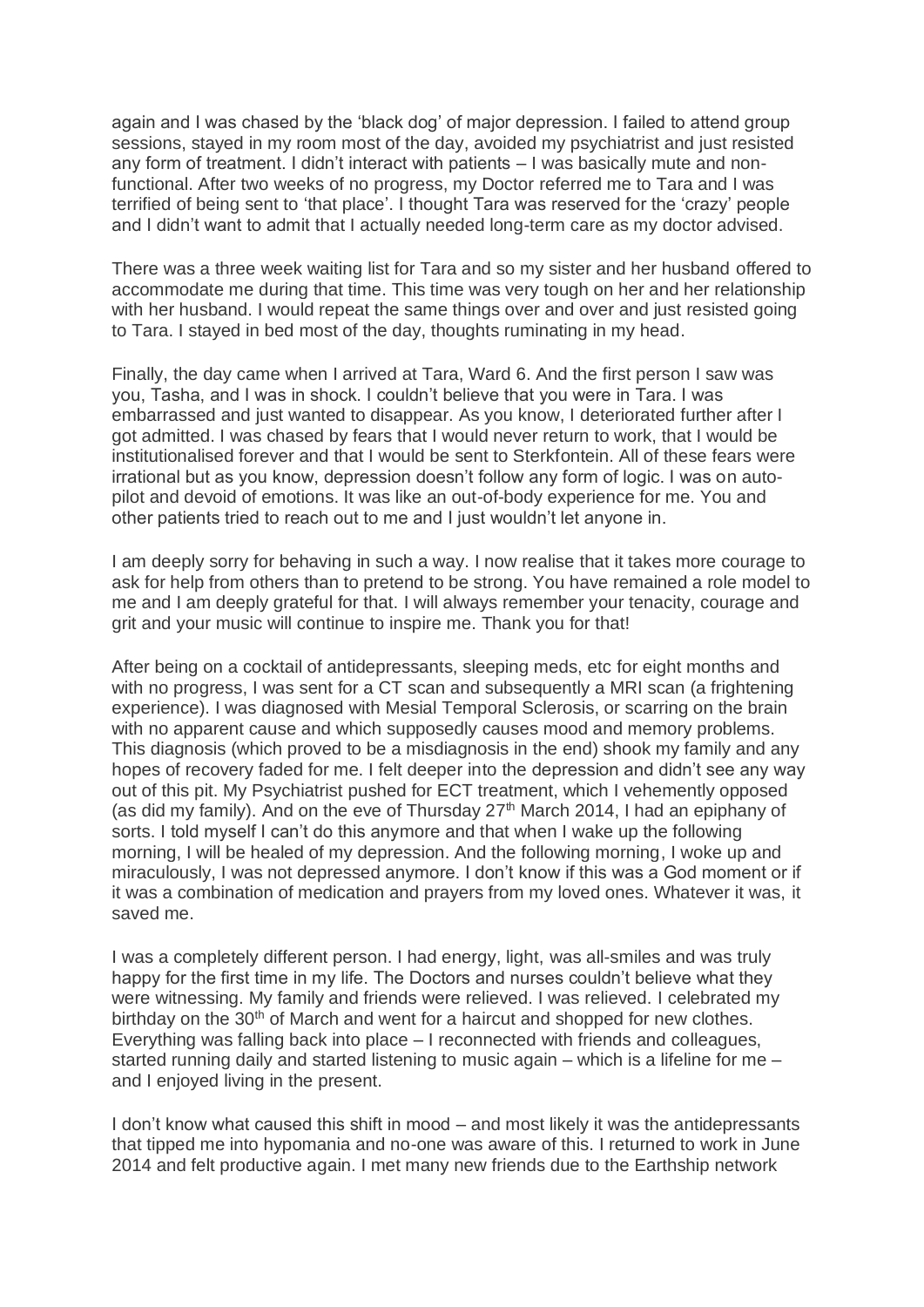again and I was chased by the 'black dog' of major depression. I failed to attend group sessions, stayed in my room most of the day, avoided my psychiatrist and just resisted any form of treatment. I didn't interact with patients – I was basically mute and non-functional. After two weeks of no progress, my Doctor referred me to Tara and I was terrified of being sent to 'that place'. I thought Tara was reserved for the 'crazy' people and I didn't want to admit that I actually needed long-term care as my doctor advised.

There was a three week waiting list for Tara and so my sister and her husband offered to accommodate me during that time. This time was very tough on her and her relationship with her husband. I would repeat the same things over and over and just resisted going to Tara. I stayed in bed most of the day, thoughts ruminating in my head.

Finally, the day came when I arrived at Tara, Ward 6. And the first person I saw was you, Tasha, and I was in shock. I couldn't believe that you were in Tara. I was embarrassed and just wanted to disappear. As you know, I deteriorated further after I got admitted. I was chased by fears that I would never return to work, that I would be institutionalised forever and that I would be sent to Sterkfontein. All of these fears were irrational but as you know, depression doesn't follow any form of logic. I was on auto-pilot and devoid of emotions. It was like an out-of-body experience for me. You and other patients tried to reach out to me and I just wouldn't let anyone in.

I am deeply sorry for behaving in such a way. I now realise that it takes more courage to ask for help from others than to pretend to be strong. You have remained a role model to me and I am deeply grateful for that. I will always remember your tenacity, courage and grit and your music will continue to inspire me. Thank you for that!

After being on a cocktail of antidepressants, sleeping meds, etc for eight months and with no progress, I was sent for a CT scan and subsequently a MRI scan (a frightening experience). I was diagnosed with Mesial Temporal Sclerosis, or scarring on the brain with no apparent cause and which supposedly causes mood and memory problems. This diagnosis (which proved to be a misdiagnosis in the end) shook my family and any hopes of recovery faded for me. I felt deeper into the depression and didn't see any way out of this pit. My Psychiatrist pushed for ECT treatment, which I vehemently opposed (as did my family). And on the eve of Thursday 27th March 2014, I had an epiphany of sorts. I told myself I can't do this anymore and that when I wake up the following morning, I will be healed of my depression. And the following morning, I woke up and miraculously, I was not depressed anymore. I don't know if this was a God moment or if it was a combination of medication and prayers from my loved ones. Whatever it was, it saved me.

I was a completely different person. I had energy, light, was all-smiles and was truly happy for the first time in my life. The Doctors and nurses couldn't believe what they were witnessing. My family and friends were relieved. I was relieved. I celebrated my birthday on the 30th of March and went for a haircut and shopped for new clothes. Everything was falling back into place – I reconnected with friends and colleagues, started running daily and started listening to music again – which is a lifeline for me – and I enjoyed living in the present.

I don't know what caused this shift in mood – and most likely it was the antidepressants that tipped me into hypomania and no-one was aware of this. I returned to work in June 2014 and felt productive again. I met many new friends due to the Earthship network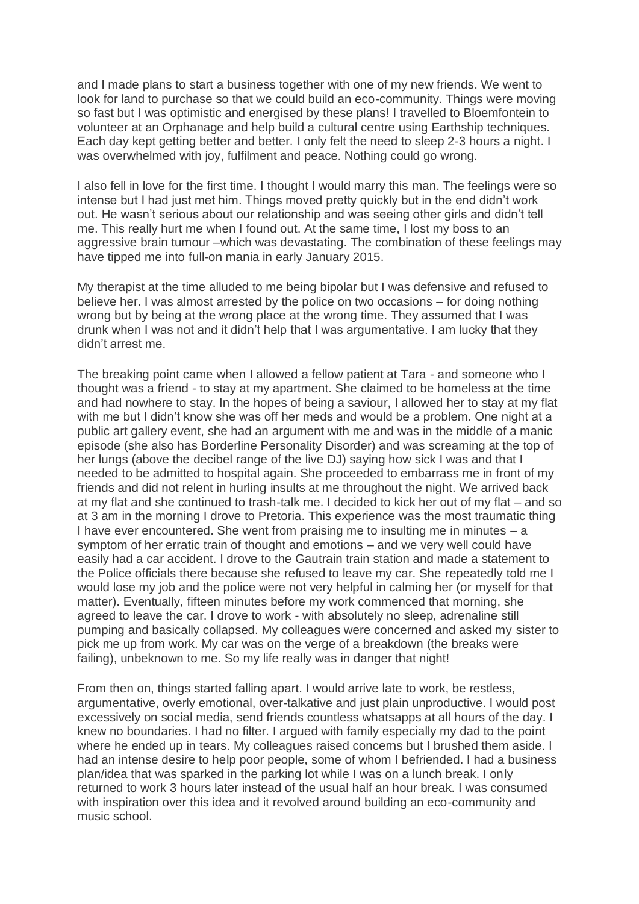and I made plans to start a business together with one of my new friends. We went to look for land to purchase so that we could build an eco-community. Things were moving so fast but I was optimistic and energised by these plans! I travelled to Bloemfontein to volunteer at an Orphanage and help build a cultural centre using Earthship techniques. Each day kept getting better and better. I only felt the need to sleep 2-3 hours a night. I was overwhelmed with joy, fulfilment and peace. Nothing could go wrong.

I also fell in love for the first time. I thought I would marry this man. The feelings were so intense but I had just met him. Things moved pretty quickly but in the end didn't work out. He wasn't serious about our relationship and was seeing other girls and didn't tell me. This really hurt me when I found out. At the same time, I lost my boss to an aggressive brain tumour –which was devastating. The combination of these feelings may have tipped me into full-on mania in early January 2015.

My therapist at the time alluded to me being bipolar but I was defensive and refused to believe her. I was almost arrested by the police on two occasions – for doing nothing wrong but by being at the wrong place at the wrong time. They assumed that I was drunk when I was not and it didn't help that I was argumentative. I am lucky that they didn't arrest me.

The breaking point came when I allowed a fellow patient at Tara - and someone who I thought was a friend - to stay at my apartment. She claimed to be homeless at the time and had nowhere to stay. In the hopes of being a saviour, I allowed her to stay at my flat with me but I didn't know she was off her meds and would be a problem. One night at a public art gallery event, she had an argument with me and was in the middle of a manic episode (she also has Borderline Personality Disorder) and was screaming at the top of her lungs (above the decibel range of the live DJ) saying how sick I was and that I needed to be admitted to hospital again. She proceeded to embarrass me in front of my friends and did not relent in hurling insults at me throughout the night. We arrived back at my flat and she continued to trash-talk me. I decided to kick her out of my flat – and so at 3 am in the morning I drove to Pretoria. This experience was the most traumatic thing I have ever encountered. She went from praising me to insulting me in minutes – a symptom of her erratic train of thought and emotions – and we very well could have easily had a car accident. I drove to the Gautrain train station and made a statement to the Police officials there because she refused to leave my car. She repeatedly told me I would lose my job and the police were not very helpful in calming her (or myself for that matter). Eventually, fifteen minutes before my work commenced that morning, she agreed to leave the car. I drove to work - with absolutely no sleep, adrenaline still pumping and basically collapsed. My colleagues were concerned and asked my sister to pick me up from work. My car was on the verge of a breakdown (the breaks were failing), unbeknown to me. So my life really was in danger that night!

From then on, things started falling apart. I would arrive late to work, be restless, argumentative, overly emotional, over-talkative and just plain unproductive. I would post excessively on social media, send friends countless whatsapps at all hours of the day. I knew no boundaries. I had no filter. I argued with family especially my dad to the point where he ended up in tears. My colleagues raised concerns but I brushed them aside. I had an intense desire to help poor people, some of whom I befriended. I had a business plan/idea that was sparked in the parking lot while I was on a lunch break. I only returned to work 3 hours later instead of the usual half an hour break. I was consumed with inspiration over this idea and it revolved around building an eco-community and music school.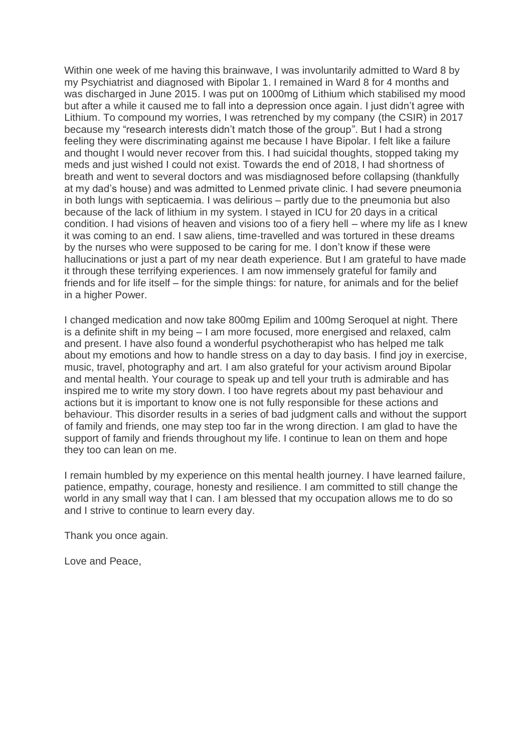Within one week of me having this brainwave, I was involuntarily admitted to Ward 8 by my Psychiatrist and diagnosed with Bipolar 1. I remained in Ward 8 for 4 months and was discharged in June 2015. I was put on 1000mg of Lithium which stabilised my mood but after a while it caused me to fall into a depression once again. I just didn't agree with Lithium. To compound my worries, I was retrenched by my company (the CSIR) in 2017 because my "research interests didn't match those of the group". But I had a strong feeling they were discriminating against me because I have Bipolar. I felt like a failure and thought I would never recover from this. I had suicidal thoughts, stopped taking my meds and just wished I could not exist. Towards the end of 2018, I had shortness of breath and went to several doctors and was misdiagnosed before collapsing (thankfully at my dad's house) and was admitted to Lenmed private clinic. I had severe pneumonia in both lungs with septicaemia. I was delirious – partly due to the pneumonia but also because of the lack of lithium in my system. I stayed in ICU for 20 days in a critical condition. I had visions of heaven and visions too of a fiery hell – where my life as I knew it was coming to an end. I saw aliens, time-travelled and was tortured in these dreams by the nurses who were supposed to be caring for me. I don't know if these were hallucinations or just a part of my near death experience. But I am grateful to have made it through these terrifying experiences. I am now immensely grateful for family and friends and for life itself – for the simple things: for nature, for animals and for the belief in a higher Power.

I changed medication and now take 800mg Epilim and 100mg Seroquel at night. There is a definite shift in my being – I am more focused, more energised and relaxed, calm and present. I have also found a wonderful psychotherapist who has helped me talk about my emotions and how to handle stress on a day to day basis. I find joy in exercise, music, travel, photography and art. I am also grateful for your activism around Bipolar and mental health. Your courage to speak up and tell your truth is admirable and has inspired me to write my story down. I too have regrets about my past behaviour and actions but it is important to know one is not fully responsible for these actions and behaviour. This disorder results in a series of bad judgment calls and without the support of family and friends, one may step too far in the wrong direction. I am glad to have the support of family and friends throughout my life. I continue to lean on them and hope they too can lean on me.

I remain humbled by my experience on this mental health journey. I have learned failure, patience, empathy, courage, honesty and resilience. I am committed to still change the world in any small way that I can. I am blessed that my occupation allows me to do so and I strive to continue to learn every day.

Thank you once again.

Love and Peace,